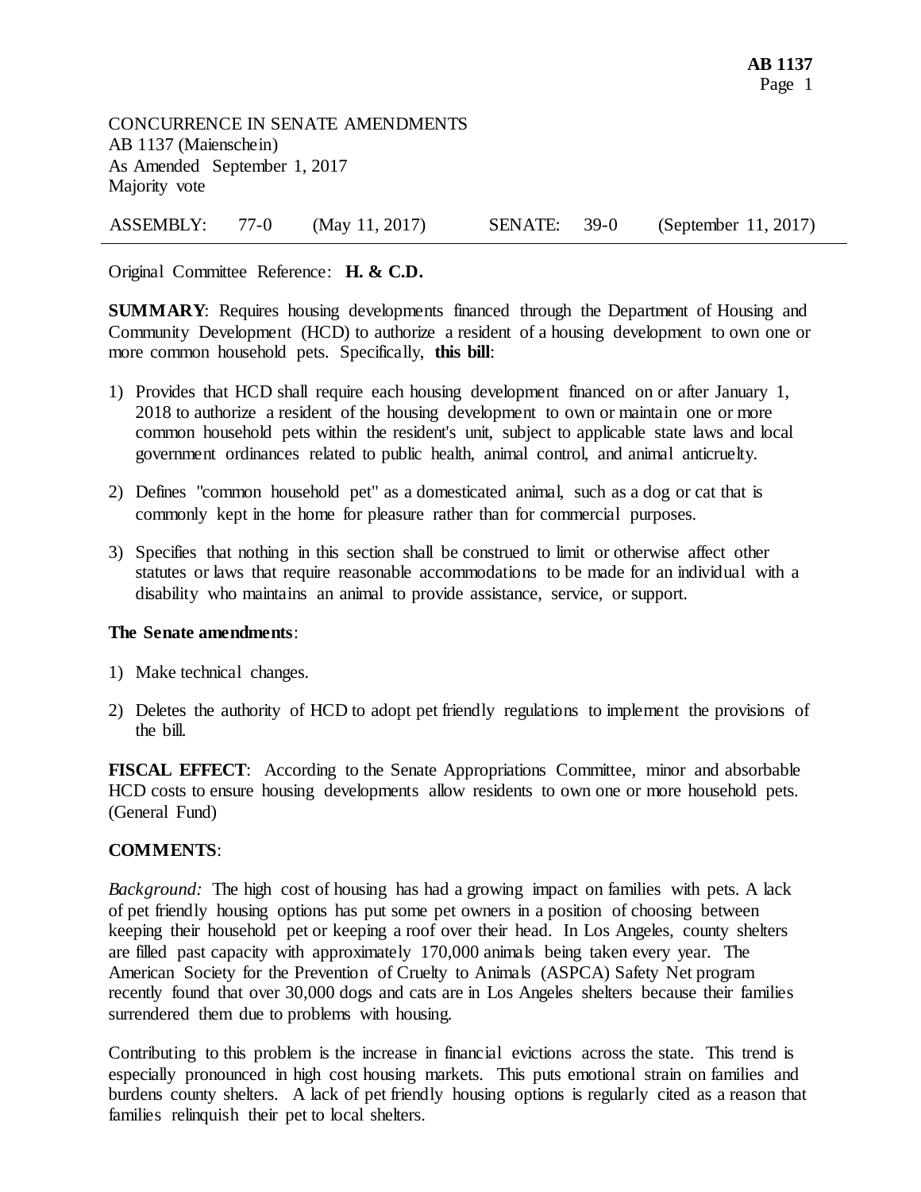CONCURRENCE IN SENATE AMENDMENTS
AB 1137 (Maienschein)
As Amended September 1, 2017
Majority vote

| ASSEMBLY: | 77-0 | (May 11, 2017) | SENATE: | 39-0 | (September 11, 2017) |
|---|---|---|---|---|---|

Original Committee Reference: **H. & C.D.**

**SUMMARY**: Requires housing developments financed through the Department of Housing and Community Development (HCD) to authorize a resident of a housing development to own one or more common household pets. Specifically, **this bill**:

1) Provides that HCD shall require each housing development financed on or after January 1, 2018 to authorize a resident of the housing development to own or maintain one or more common household pets within the resident's unit, subject to applicable state laws and local government ordinances related to public health, animal control, and animal anticruelty.

2) Defines "common household pet" as a domesticated animal, such as a dog or cat that is commonly kept in the home for pleasure rather than for commercial purposes.

3) Specifies that nothing in this section shall be construed to limit or otherwise affect other statutes or laws that require reasonable accommodations to be made for an individual with a disability who maintains an animal to provide assistance, service, or support.

**The Senate amendments**:

1) Make technical changes.

2) Deletes the authority of HCD to adopt pet friendly regulations to implement the provisions of the bill.

**FISCAL EFFECT**: According to the Senate Appropriations Committee, minor and absorbable HCD costs to ensure housing developments allow residents to own one or more household pets. (General Fund)

**COMMENTS**:

*Background:* The high cost of housing has had a growing impact on families with pets. A lack of pet friendly housing options has put some pet owners in a position of choosing between keeping their household pet or keeping a roof over their head. In Los Angeles, county shelters are filled past capacity with approximately 170,000 animals being taken every year. The American Society for the Prevention of Cruelty to Animals (ASPCA) Safety Net program recently found that over 30,000 dogs and cats are in Los Angeles shelters because their families surrendered them due to problems with housing.

Contributing to this problem is the increase in financial evictions across the state. This trend is especially pronounced in high cost housing markets. This puts emotional strain on families and burdens county shelters. A lack of pet friendly housing options is regularly cited as a reason that families relinquish their pet to local shelters.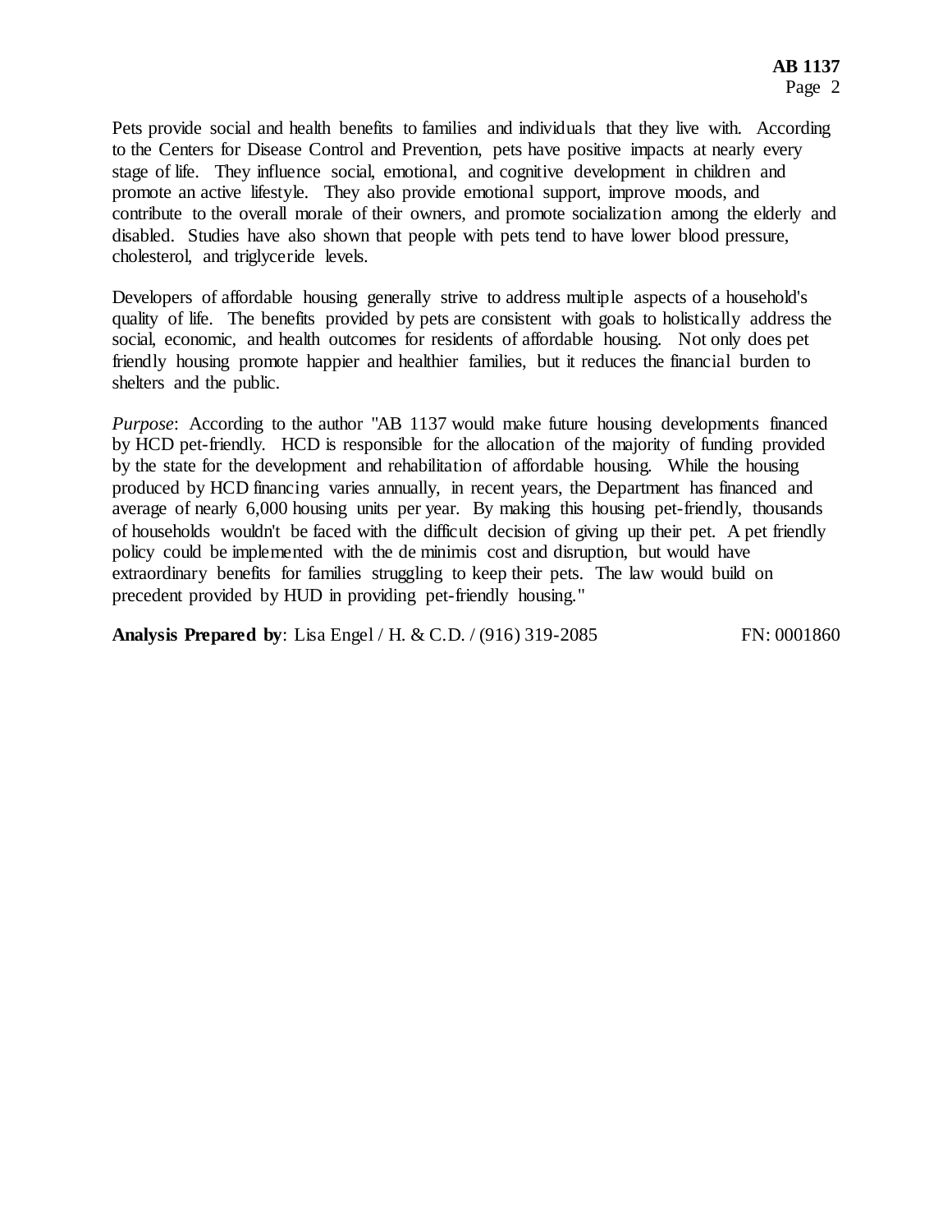Pets provide social and health benefits to families and individuals that they live with. According to the Centers for Disease Control and Prevention, pets have positive impacts at nearly every stage of life. They influence social, emotional, and cognitive development in children and promote an active lifestyle. They also provide emotional support, improve moods, and contribute to the overall morale of their owners, and promote socialization among the elderly and disabled. Studies have also shown that people with pets tend to have lower blood pressure, cholesterol, and triglyceride levels.

Developers of affordable housing generally strive to address multiple aspects of a household's quality of life. The benefits provided by pets are consistent with goals to holistically address the social, economic, and health outcomes for residents of affordable housing. Not only does pet friendly housing promote happier and healthier families, but it reduces the financial burden to shelters and the public.

*Purpose*: According to the author "AB 1137 would make future housing developments financed by HCD pet-friendly. HCD is responsible for the allocation of the majority of funding provided by the state for the development and rehabilitation of affordable housing. While the housing produced by HCD financing varies annually, in recent years, the Department has financed and average of nearly 6,000 housing units per year. By making this housing pet-friendly, thousands of households wouldn't be faced with the difficult decision of giving up their pet. A pet friendly policy could be implemented with the de minimis cost and disruption, but would have extraordinary benefits for families struggling to keep their pets. The law would build on precedent provided by HUD in providing pet-friendly housing."

**Analysis Prepared by**: Lisa Engel / H. & C.D. / (916) 319-2085 FN: 0001860